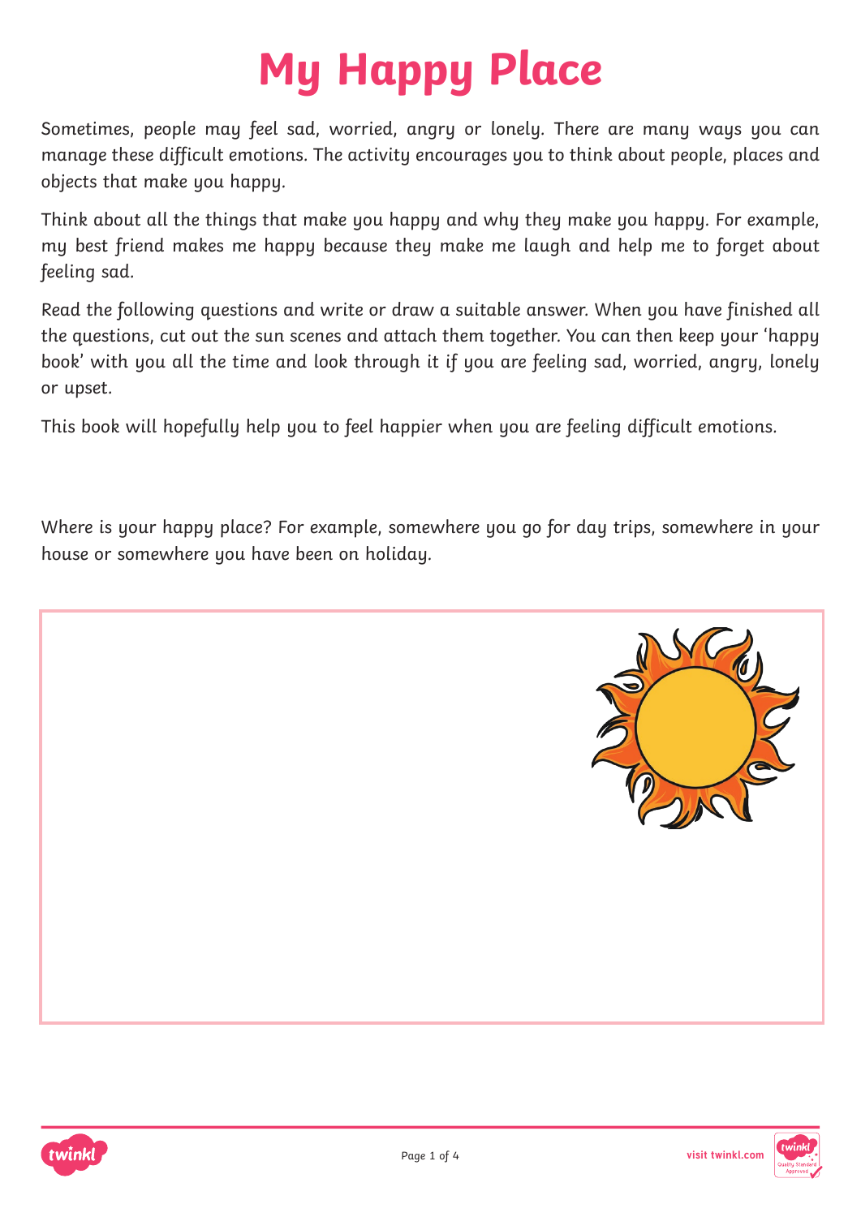# My Happy Place

Sometimes, people may feel sad, worried, angry or lonely. There are many ways you can manage these difficult emotions. The activity encourages you to think about people, places and objects that make you happy.

Think about all the things that make you happy and why they make you happy. For example, my best friend makes me happy because they make me laugh and help me to forget about feeling sad.

Read the following questions and write or draw a suitable answer. When you have finished all the questions, cut out the sun scenes and attach them together. You can then keep your 'happy book' with you all the time and look through it if you are feeling sad, worried, angry, lonely or upset.

This book will hopefully help you to feel happier when you are feeling difficult emotions.

Where is your happy place? For example, somewhere you go for day trips, somewhere in your house or somewhere you have been on holiday.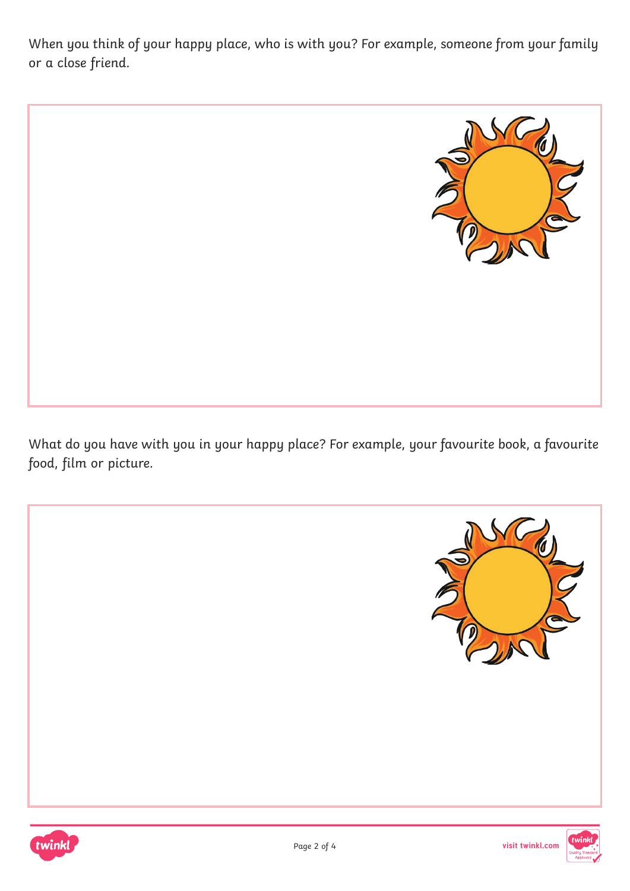When you think of your happy place, who is with you? For example, someone from your family or a close friend.

What do you have with you in your happy place? For example, your favourite book, a favourite food, film or picture.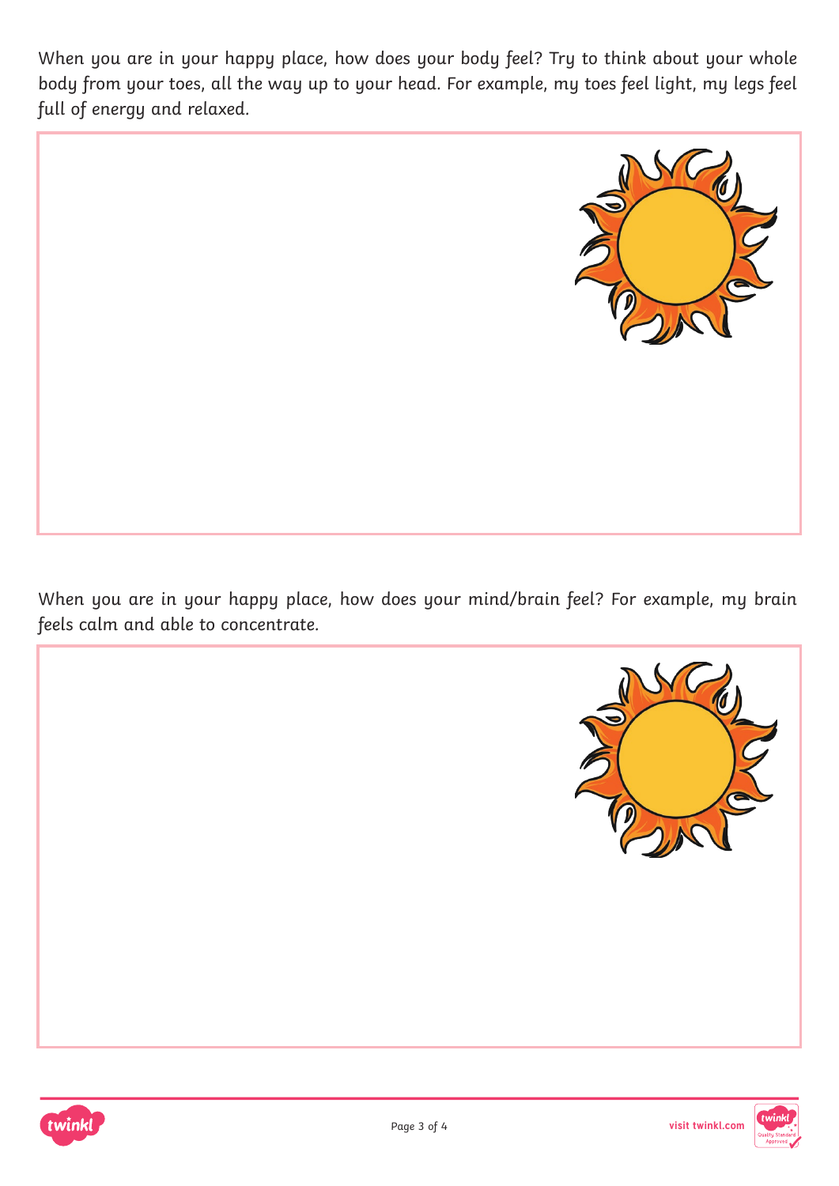When you are in your happy place, how does your body feel? Try to think about your whole body from your toes, all the way up to your head. For example, my toes feel light, my legs feel full of energy and relaxed.

When you are in your happy place, how does your mind/brain feel? For example, my brain feels calm and able to concentrate.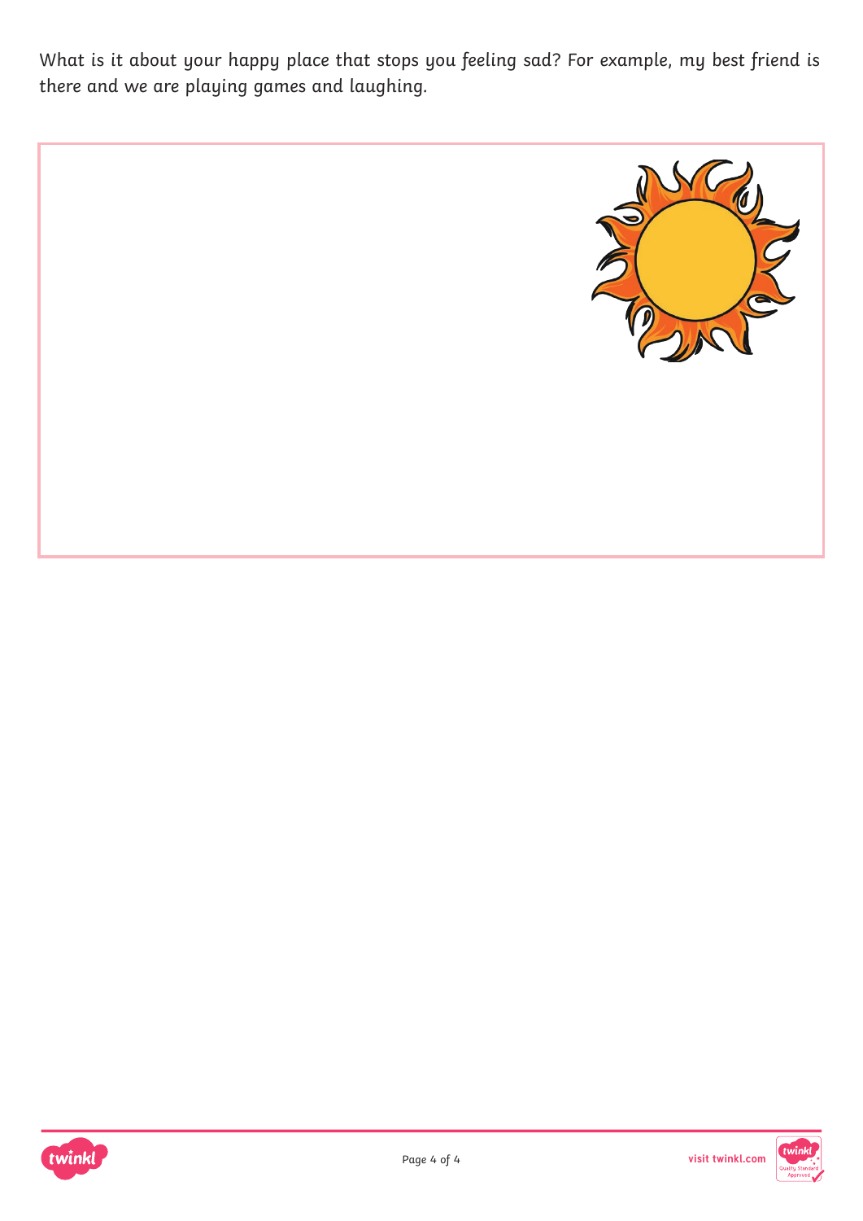What is it about your happy place that stops you feeling sad? For example, my best friend is there and we are playing games and laughing.